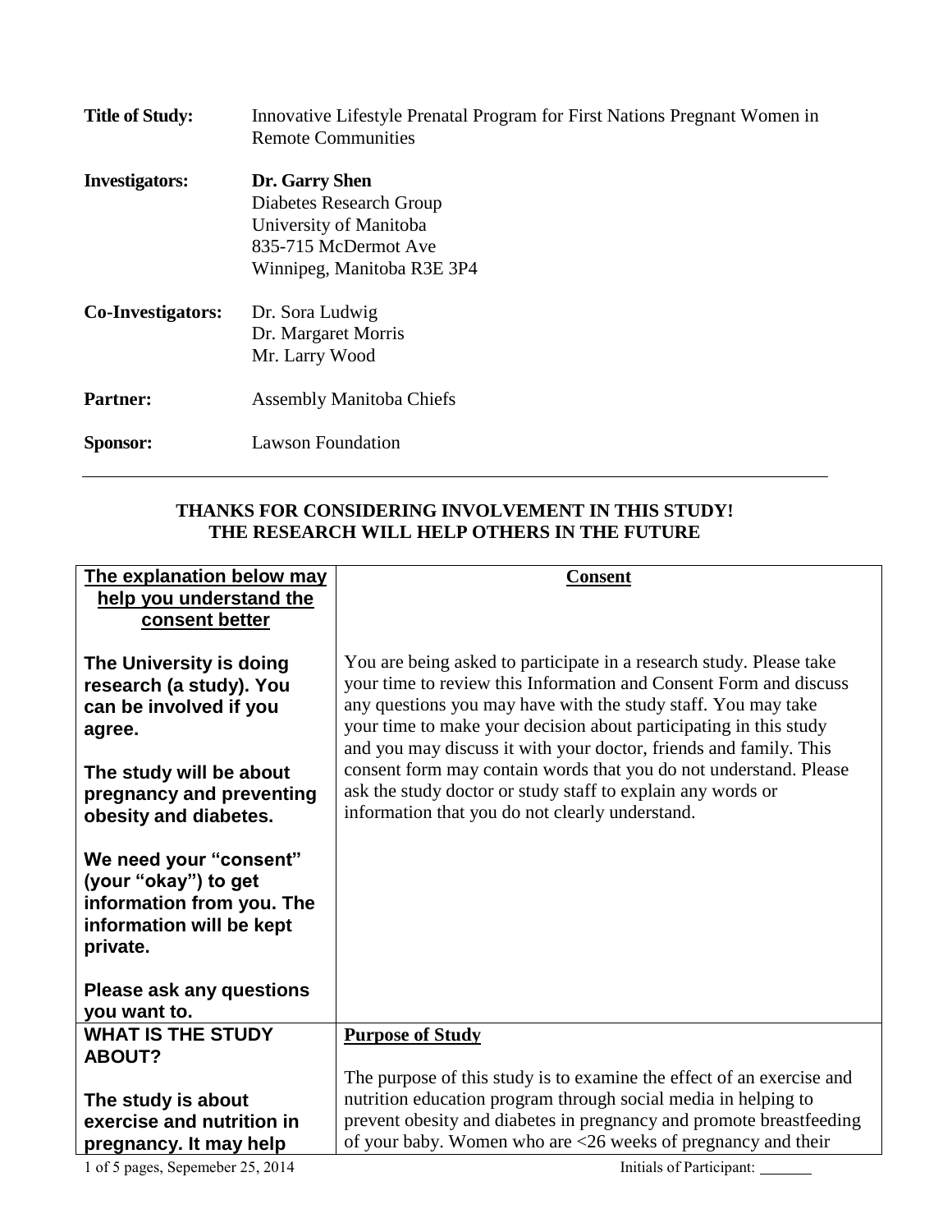| | |
|---|---|
| **Title of Study:** | Innovative Lifestyle Prenatal Program for First Nations Pregnant Women in Remote Communities |
| **Investigators:** | **Dr. Garry Shen**<br>Diabetes Research Group<br>University of Manitoba<br>835-715 McDermot Ave<br>Winnipeg, Manitoba R3E 3P4 |
| **Co-Investigators:** | Dr. Sora Ludwig<br>Dr. Margaret Morris<br>Mr. Larry Wood |
| **Partner:** | Assembly Manitoba Chiefs |
| **Sponsor:** | Lawson Foundation |

---

**THANKS FOR CONSIDERING INVOLVEMENT IN THIS STUDY!**
**THE RESEARCH WILL HELP OTHERS IN THE FUTURE**

| **The explanation below may help you understand the consent better** | **Consent** |
|---|---|
| **The University is doing research (a study). You can be involved if you agree.**<br><br>**The study will be about pregnancy and preventing obesity and diabetes.**<br><br>**We need your "consent" (your "okay") to get information from you. The information will be kept private.**<br><br>**Please ask any questions you want to.** | You are being asked to participate in a research study. Please take your time to review this Information and Consent Form and discuss any questions you may have with the study staff. You may take your time to make your decision about participating in this study and you may discuss it with your doctor, friends and family. This consent form may contain words that you do not understand. Please ask the study doctor or study staff to explain any words or information that you do not clearly understand. |
| **WHAT IS THE STUDY ABOUT?**<br><br>**The study is about exercise and nutrition in pregnancy. It may help** | **Purpose of Study**<br><br>The purpose of this study is to examine the effect of an exercise and nutrition education program through social media in helping to prevent obesity and diabetes in pregnancy and promote breastfeeding of your baby. Women who are <26 weeks of pregnancy and their |

Initials of Participant: _______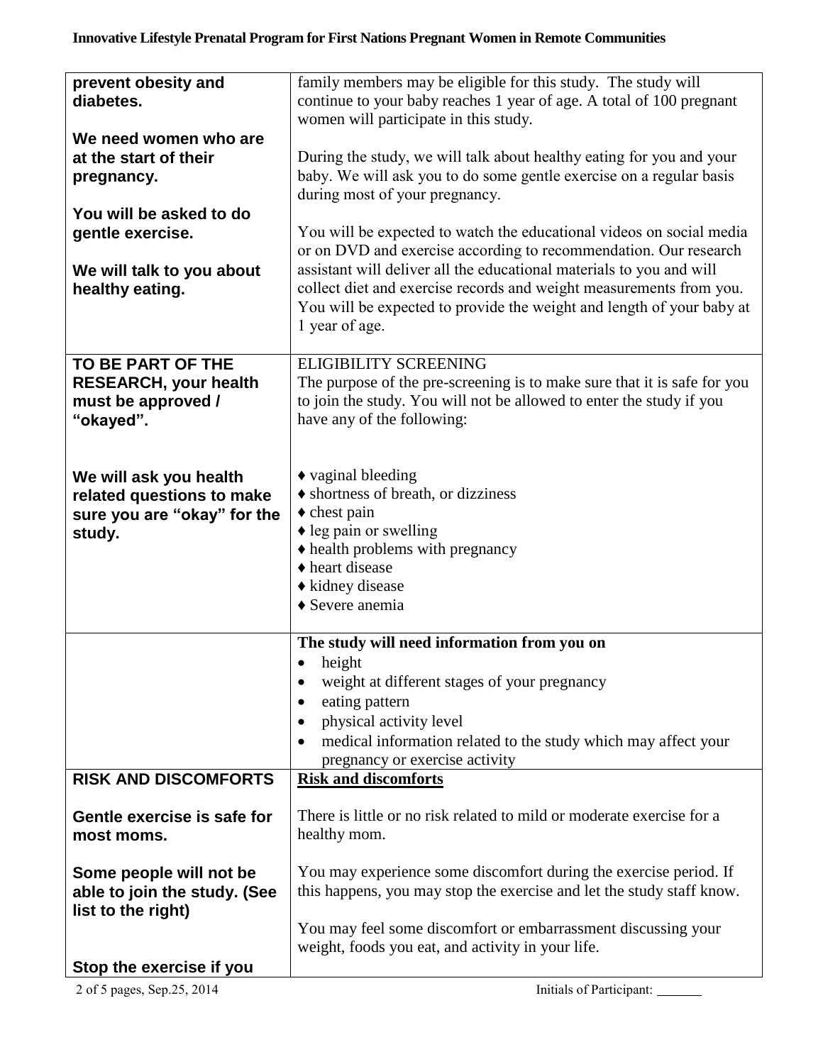| | |
|---|---|
| **prevent obesity and diabetes.**<br><br>**We need women who are at the start of their pregnancy.**<br><br>**You will be asked to do gentle exercise.**<br><br>**We will talk to you about healthy eating.** | family members may be eligible for this study. The study will continue to your baby reaches 1 year of age. A total of 100 pregnant women will participate in this study.<br><br>During the study, we will talk about healthy eating for you and your baby. We will ask you to do some gentle exercise on a regular basis during most of your pregnancy.<br><br>You will be expected to watch the educational videos on social media or on DVD and exercise according to recommendation. Our research assistant will deliver all the educational materials to you and will collect diet and exercise records and weight measurements from you. You will be expected to provide the weight and length of your baby at 1 year of age. |
| **TO BE PART OF THE RESEARCH, your health must be approved / "okayed".**<br><br>**We will ask you health related questions to make sure you are "okay" for the study.** | ELIGIBILITY SCREENING<br>The purpose of the pre-screening is to make sure that it is safe for you to join the study. You will not be allowed to enter the study if you have any of the following:<br><br>♦ vaginal bleeding<br>♦ shortness of breath, or dizziness<br>♦ chest pain<br>♦ leg pain or swelling<br>♦ health problems with pregnancy<br>♦ heart disease<br>♦ kidney disease<br>♦ Severe anemia |
| | **The study will need information from you on**<br>• height<br>• weight at different stages of your pregnancy<br>• eating pattern<br>• physical activity level<br>• medical information related to the study which may affect your pregnancy or exercise activity |
| **RISK AND DISCOMFORTS**<br><br>**Gentle exercise is safe for most moms.**<br><br>**Some people will not be able to join the study. (See list to the right)**<br><br>**Stop the exercise if you** | **<u>Risk and discomforts</u>**<br><br>There is little or no risk related to mild or moderate exercise for a healthy mom.<br><br>You may experience some discomfort during the exercise period. If this happens, you may stop the exercise and let the study staff know.<br><br>You may feel some discomfort or embarrassment discussing your weight, foods you eat, and activity in your life. |

Initials of Participant: _______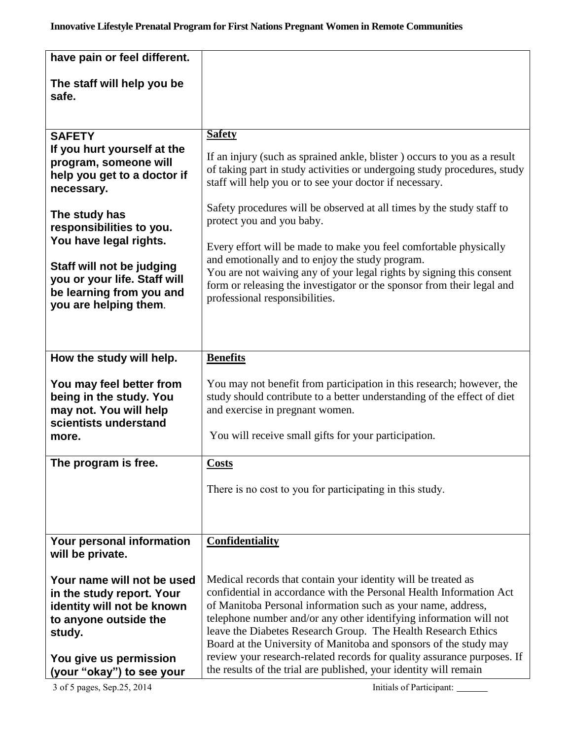| have pain or feel different.<br><br>The staff will help you be safe. | |
|---|---|
| **SAFETY**<br>**If you hurt yourself at the program, someone will help you get to a doctor if necessary.**<br><br>**The study has responsibilities to you. You have legal rights.**<br><br>**Staff will not be judging you or your life. Staff will be learning from you and you are helping them.** | **Safety**<br><br>If an injury (such as sprained ankle, blister ) occurs to you as a result of taking part in study activities or undergoing study procedures, study staff will help you or to see your doctor if necessary.<br><br>Safety procedures will be observed at all times by the study staff to protect you and you baby.<br><br>Every effort will be made to make you feel comfortable physically and emotionally and to enjoy the study program.<br>You are not waiving any of your legal rights by signing this consent form or releasing the investigator or the sponsor from their legal and professional responsibilities. |
| **How the study will help.**<br><br>**You may feel better from being in the study. You may not. You will help scientists understand more.** | **Benefits**<br><br>You may not benefit from participation in this research; however, the study should contribute to a better understanding of the effect of diet and exercise in pregnant women.<br><br>You will receive small gifts for your participation. |
| **The program is free.** | **Costs**<br><br>There is no cost to you for participating in this study. |
| **Your personal information will be private.**<br><br>**Your name will not be used in the study report. Your identity will not be known to anyone outside the study.**<br><br>**You give us permission (your "okay") to see your** | **Confidentiality**<br><br>Medical records that contain your identity will be treated as confidential in accordance with the Personal Health Information Act of Manitoba Personal information such as your name, address, telephone number and/or any other identifying information will not leave the Diabetes Research Group. The Health Research Ethics Board at the University of Manitoba and sponsors of the study may review your research-related records for quality assurance purposes. If the results of the trial are published, your identity will remain |

Initials of Participant: _______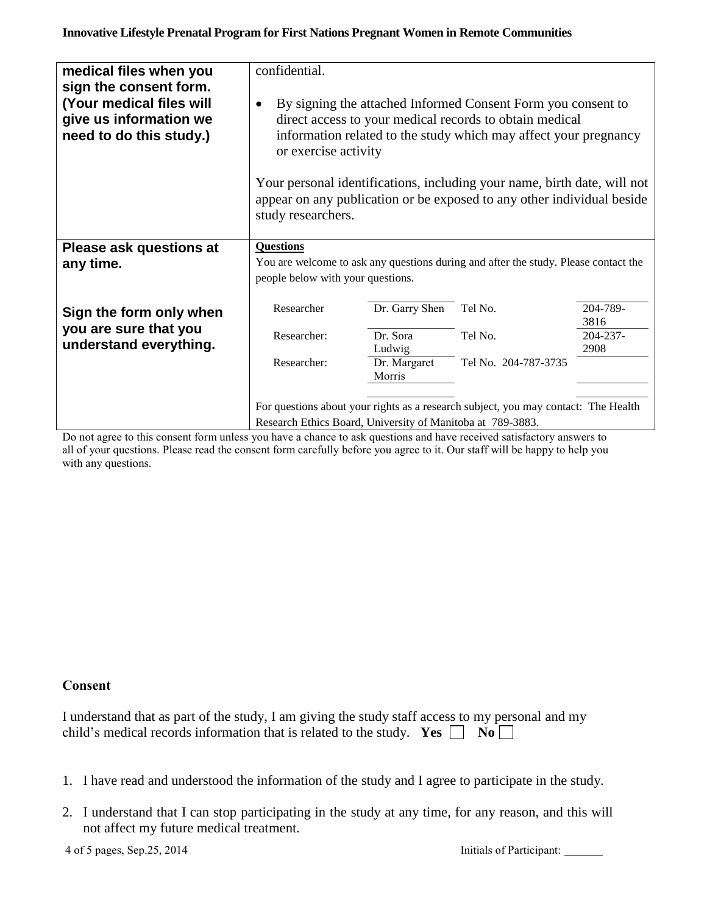| | |
|---|---|
| **medical files when you sign the consent form. (Your medical files will give us information we need to do this study.)** | confidential.<br><br>• By signing the attached Informed Consent Form you consent to direct access to your medical records to obtain medical information related to the study which may affect your pregnancy or exercise activity<br><br>Your personal identifications, including your name, birth date, will not appear on any publication or be exposed to any other individual beside study researchers. |
| **Please ask questions at any time.**<br><br>**Sign the form only when you are sure that you understand everything.** | **Questions**<br>You are welcome to ask any questions during and after the study. Please contact the people below with your questions.<br><br>Researcher: Dr. Garry Shen, Tel No. 204-789-3816<br>Researcher: Dr. Sora Ludwig, Tel No. 204-237-2908<br>Researcher: Dr. Margaret Morris, Tel No. 204-787-3735<br><br>For questions about your rights as a research subject, you may contact: The Health Research Ethics Board, University of Manitoba at 789-3883. |

Do not agree to this consent form unless you have a chance to ask questions and have received satisfactory answers to all of your questions. Please read the consent form carefully before you agree to it. Our staff will be happy to help you with any questions.

**Consent**

I understand that as part of the study, I am giving the study staff access to my personal and my child's medical records information that is related to the study. **Yes** ☐ **No** ☐

1. I have read and understood the information of the study and I agree to participate in the study.
2. I understand that I can stop participating in the study at any time, for any reason, and this will not affect my future medical treatment.

Initials of Participant: _______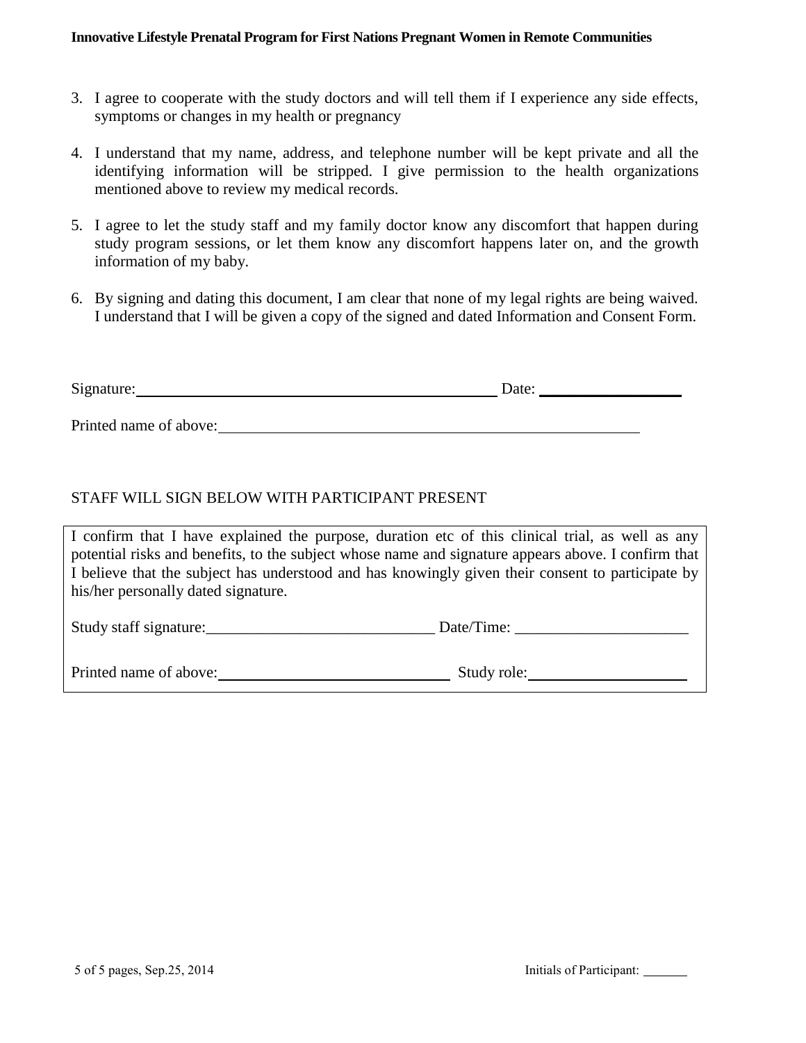3. I agree to cooperate with the study doctors and will tell them if I experience any side effects, symptoms or changes in my health or pregnancy

4. I understand that my name, address, and telephone number will be kept private and all the identifying information will be stripped. I give permission to the health organizations mentioned above to review my medical records.

5. I agree to let the study staff and my family doctor know any discomfort that happen during study program sessions, or let them know any discomfort happens later on, and the growth information of my baby.

6. By signing and dating this document, I am clear that none of my legal rights are being waived. I understand that I will be given a copy of the signed and dated Information and Consent Form.

Signature:\_\_\_\_\_\_\_\_\_\_\_\_\_\_\_\_\_\_\_\_\_\_\_\_\_\_\_\_\_\_\_\_\_\_\_\_\_\_\_\_ Date: \_\_\_\_\_\_\_\_\_\_\_\_\_\_\_\_\_\_

Printed name of above:\_\_\_\_\_\_\_\_\_\_\_\_\_\_\_\_\_\_\_\_\_\_\_\_\_\_\_\_\_\_\_\_\_\_\_\_\_\_\_\_\_\_\_\_\_\_

STAFF WILL SIGN BELOW WITH PARTICIPANT PRESENT

I confirm that I have explained the purpose, duration etc of this clinical trial, as well as any potential risks and benefits, to the subject whose name and signature appears above. I confirm that I believe that the subject has understood and has knowingly given their consent to participate by his/her personally dated signature.

Study staff signature:\_\_\_\_\_\_\_\_\_\_\_\_\_\_\_\_\_\_\_\_\_\_\_\_\_\_\_\_\_ Date/Time: \_\_\_\_\_\_\_\_\_\_\_\_\_\_\_\_\_\_\_\_\_\_

Printed name of above:\_\_\_\_\_\_\_\_\_\_\_\_\_\_\_\_\_\_\_\_\_\_\_\_\_\_\_\_\_ Study role:\_\_\_\_\_\_\_\_\_\_\_\_\_\_\_\_\_\_\_\_

Initials of Participant: \_\_\_\_\_\_\_